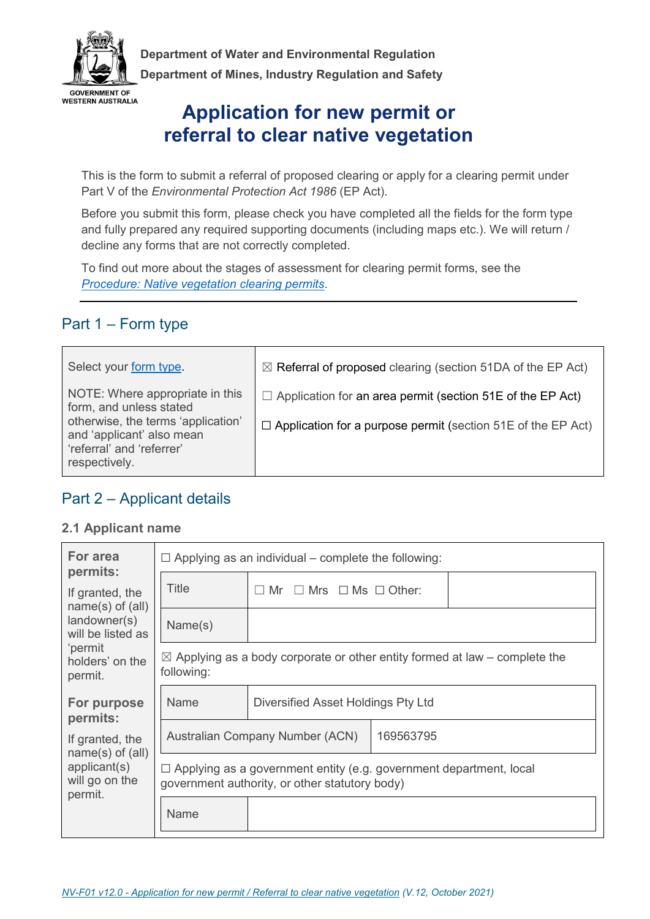Department of Water and Environmental Regulation

Department of Mines, Industry Regulation and Safety

GOVERNMENT OF WESTERN AUSTRALIA

# Application for new permit or referral to clear native vegetation

This is the form to submit a referral of proposed clearing or apply for a clearing permit under Part V of the *Environmental Protection Act 1986* (EP Act).

Before you submit this form, please check you have completed all the fields for the form type and fully prepared any required supporting documents (including maps etc.). We will return / decline any forms that are not correctly completed.

To find out more about the stages of assessment for clearing permit forms, see the *Procedure: Native vegetation clearing permits*.

## Part 1 – Form type

| Select your form type.<br><br>NOTE: Where appropriate in this form, and unless stated otherwise, the terms 'application' and 'applicant' also mean 'referral' and 'referrer' respectively. | ☒ Referral of proposed clearing (section 51DA of the EP Act)<br><br>☐ Application for an area permit (section 51E of the EP Act)<br><br>☐ Application for a purpose permit (section 51E of the EP Act) |
|---|---|

## Part 2 – Applicant details

### 2.1 Applicant name

| | | |
|---|---|---|
| **For area permits:**<br><br>If granted, the name(s) of (all) landowner(s) will be listed as 'permit holders' on the permit.<br><br>**For purpose permits:**<br><br>If granted, the name(s) of (all) applicant(s) will go on the permit. | ☐ Applying as an individual – complete the following: | |
| | Title | ☐ Mr ☐ Mrs ☐ Ms ☐ Other: |
| | Name(s) | |
| | ☒ Applying as a body corporate or other entity formed at law – complete the following: | |
| | Name | Diversified Asset Holdings Pty Ltd |
| | Australian Company Number (ACN) | 169563795 |
| | ☐ Applying as a government entity (e.g. government department, local government authority, or other statutory body) | |
| | Name | |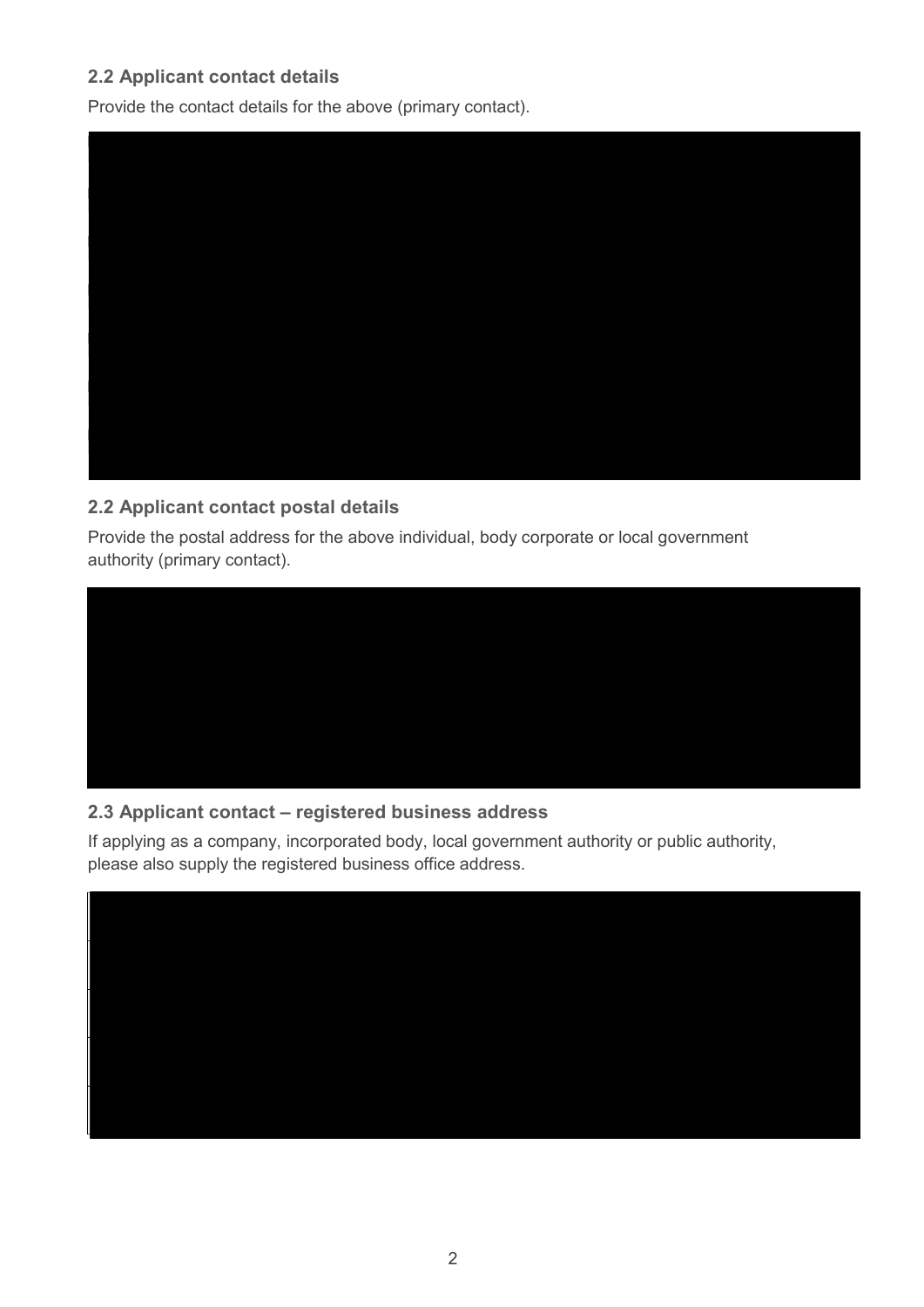### 2.2 Applicant contact details

Provide the contact details for the above (primary contact).

### 2.2 Applicant contact postal details

Provide the postal address for the above individual, body corporate or local government authority (primary contact).

### 2.3 Applicant contact – registered business address

If applying as a company, incorporated body, local government authority or public authority, please also supply the registered business office address.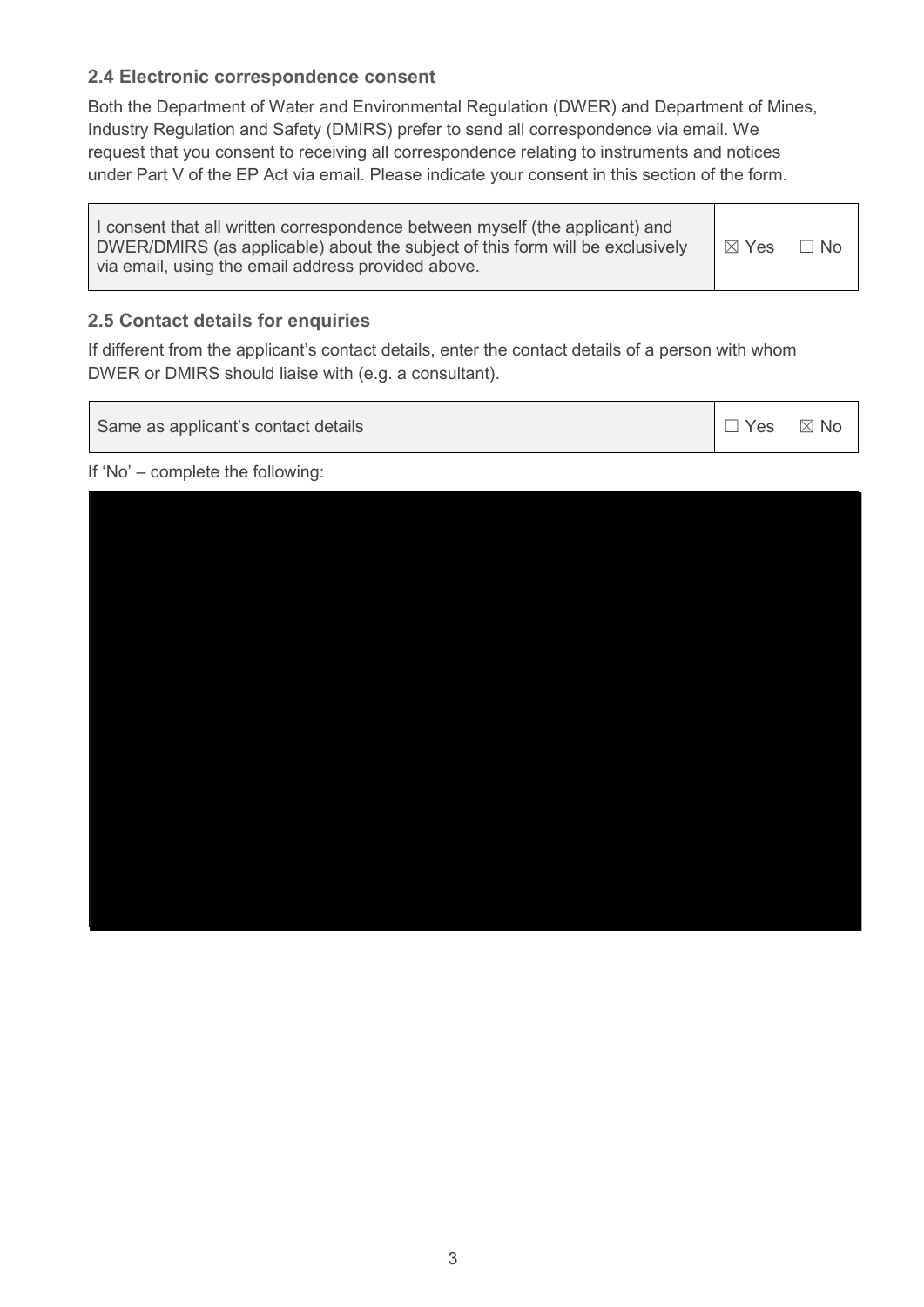## 2.4 Electronic correspondence consent

Both the Department of Water and Environmental Regulation (DWER) and Department of Mines, Industry Regulation and Safety (DMIRS) prefer to send all correspondence via email. We request that you consent to receiving all correspondence relating to instruments and notices under Part V of the EP Act via email. Please indicate your consent in this section of the form.

| I consent that all written correspondence between myself (the applicant) and DWER/DMIRS (as applicable) about the subject of this form will be exclusively via email, using the email address provided above. | ☒ Yes ☐ No |
|---|---|

## 2.5 Contact details for enquiries

If different from the applicant's contact details, enter the contact details of a person with whom DWER or DMIRS should liaise with (e.g. a consultant).

| Same as applicant's contact details | ☐ Yes ☒ No |
|---|---|

If 'No' – complete the following: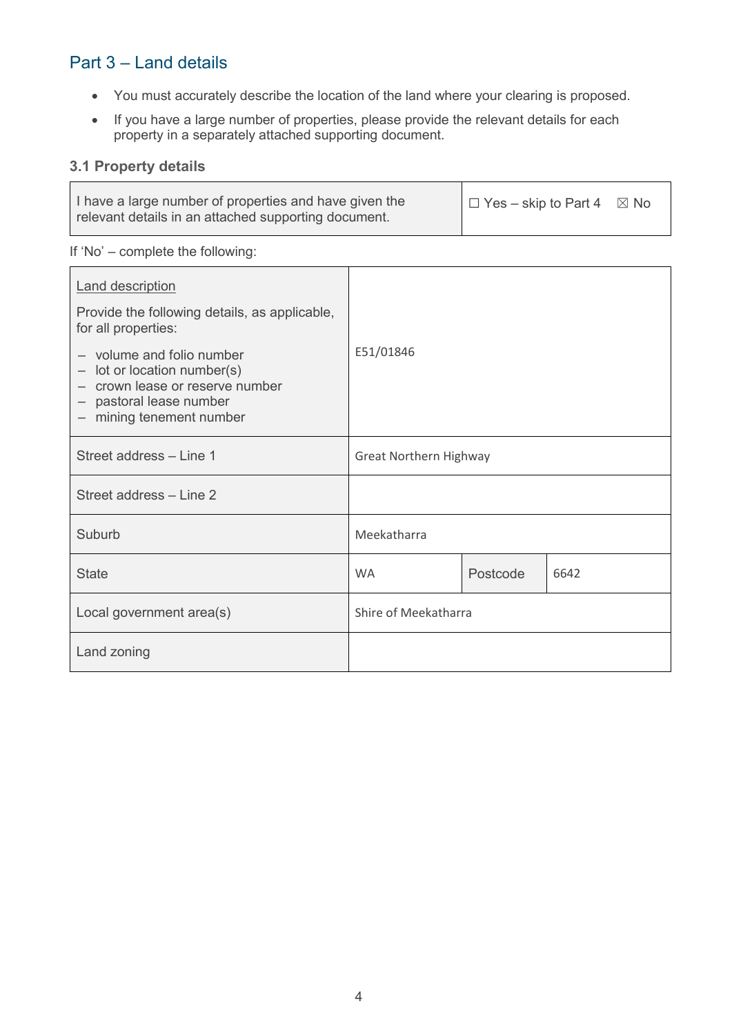## Part 3 – Land details

- You must accurately describe the location of the land where your clearing is proposed.
- If you have a large number of properties, please provide the relevant details for each property in a separately attached supporting document.

### 3.1 Property details

| I have a large number of properties and have given the relevant details in an attached supporting document. | ☐ Yes – skip to Part 4 ☒ No |
|---|---|

If 'No' – complete the following:

| | | | |
|---|---|---|---|
| Land description<br><br>Provide the following details, as applicable, for all properties:<br>– volume and folio number<br>– lot or location number(s)<br>– crown lease or reserve number<br>– pastoral lease number<br>– mining tenement number | E51/01846 | | |
| Street address – Line 1 | Great Northern Highway | | |
| Street address – Line 2 | | | |
| Suburb | Meekatharra | | |
| State | WA | Postcode | 6642 |
| Local government area(s) | Shire of Meekatharra | | |
| Land zoning | | | |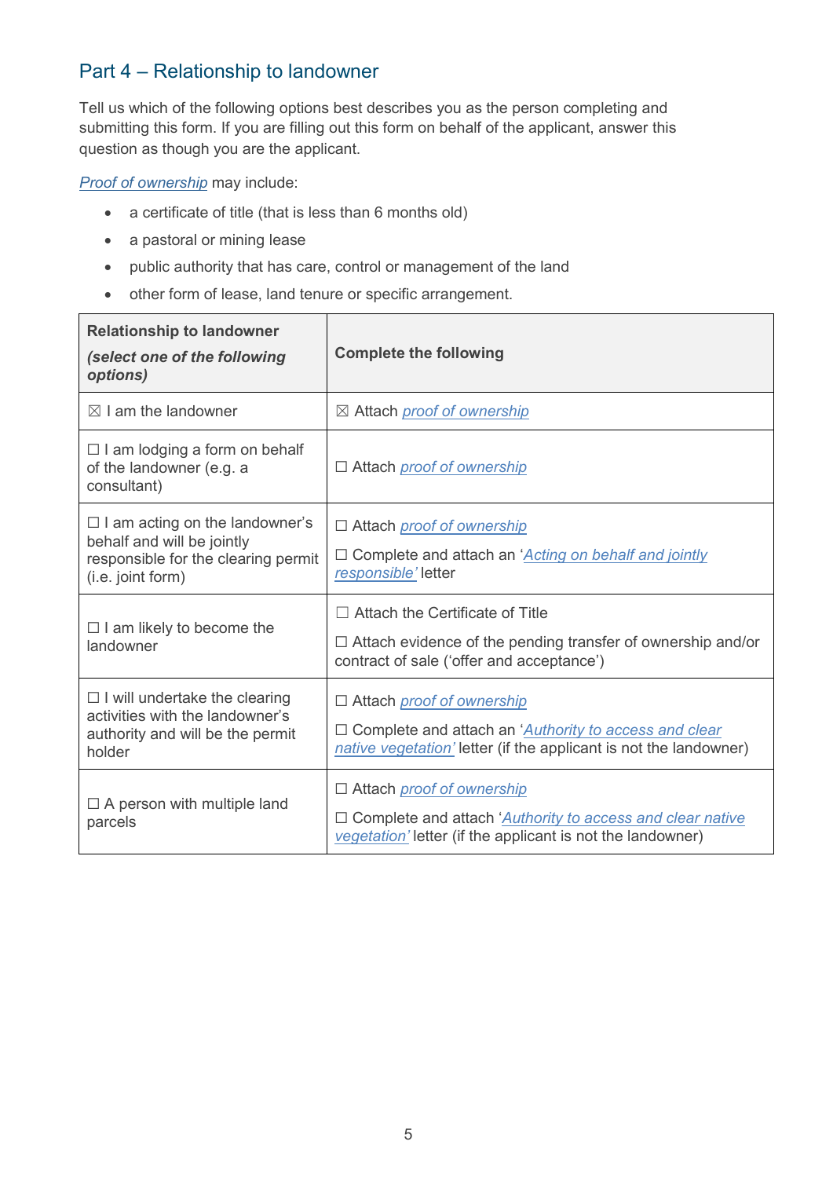## Part 4 – Relationship to landowner

Tell us which of the following options best describes you as the person completing and submitting this form. If you are filling out this form on behalf of the applicant, answer this question as though you are the applicant.

*Proof of ownership* may include:

- a certificate of title (that is less than 6 months old)
- a pastoral or mining lease
- public authority that has care, control or management of the land
- other form of lease, land tenure or specific arrangement.

| **Relationship to landowner** ***(select one of the following options)*** | **Complete the following** |
| --- | --- |
| ☒ I am the landowner | ☒ Attach *proof of ownership* |
| ☐ I am lodging a form on behalf of the landowner (e.g. a consultant) | ☐ Attach *proof of ownership* |
| ☐ I am acting on the landowner's behalf and will be jointly responsible for the clearing permit (i.e. joint form) | ☐ Attach *proof of ownership*<br>☐ Complete and attach an '*Acting on behalf and jointly responsible'* letter |
| ☐ I am likely to become the landowner | ☐ Attach the Certificate of Title<br>☐ Attach evidence of the pending transfer of ownership and/or contract of sale ('offer and acceptance') |
| ☐ I will undertake the clearing activities with the landowner's authority and will be the permit holder | ☐ Attach *proof of ownership*<br>☐ Complete and attach an '*Authority to access and clear native vegetation'* letter (if the applicant is not the landowner) |
| ☐ A person with multiple land parcels | ☐ Attach *proof of ownership*<br>☐ Complete and attach '*Authority to access and clear native vegetation'* letter (if the applicant is not the landowner) |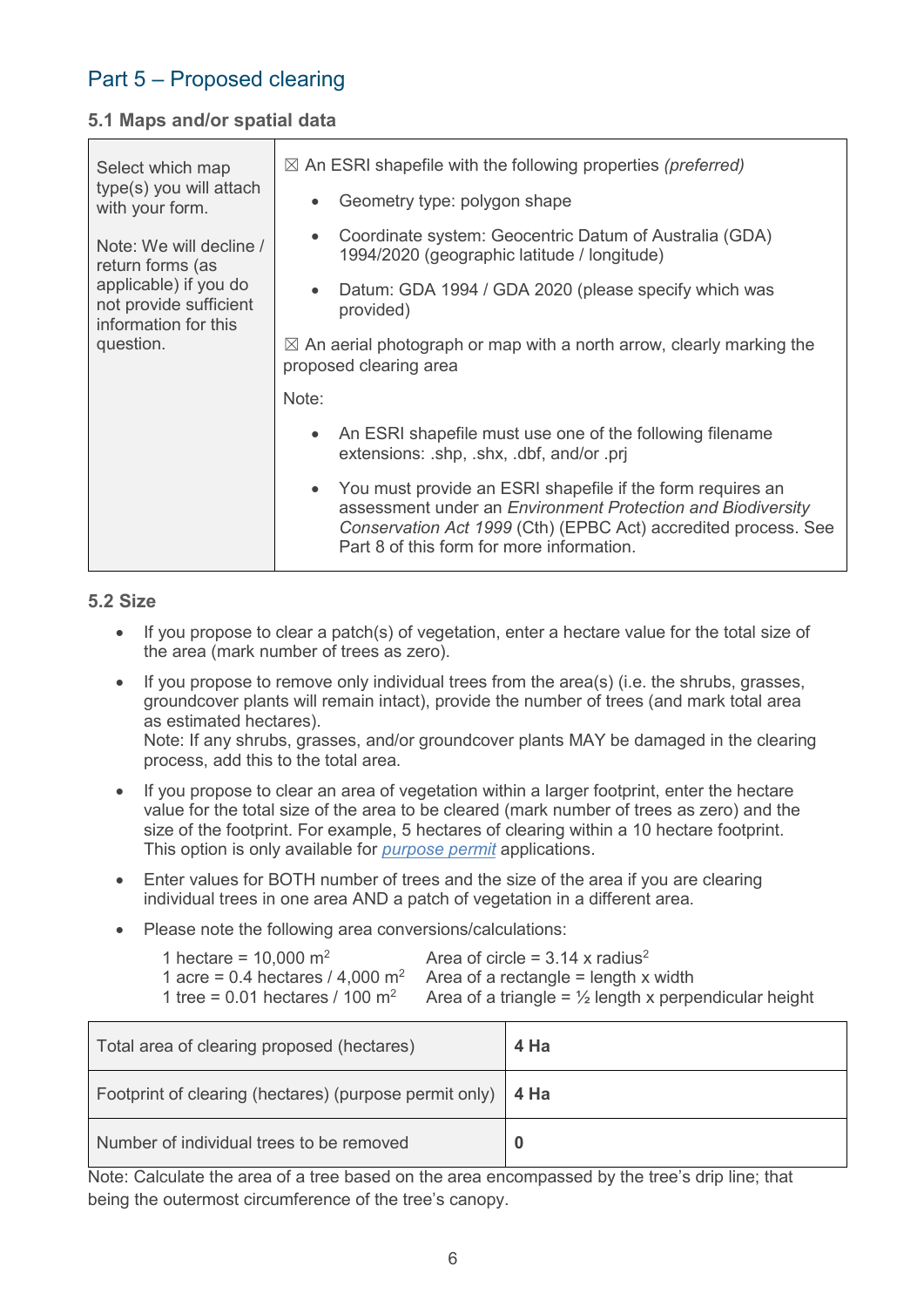## Part 5 – Proposed clearing

### 5.1 Maps and/or spatial data

| Select which map type(s) you will attach with your form.<br><br>Note: We will decline / return forms (as applicable) if you do not provide sufficient information for this question. | ☒ An ESRI shapefile with the following properties *(preferred)*<br>• Geometry type: polygon shape<br>• Coordinate system: Geocentric Datum of Australia (GDA) 1994/2020 (geographic latitude / longitude)<br>• Datum: GDA 1994 / GDA 2020 (please specify which was provided)<br><br>☒ An aerial photograph or map with a north arrow, clearly marking the proposed clearing area<br><br>Note:<br>• An ESRI shapefile must use one of the following filename extensions: .shp, .shx, .dbf, and/or .prj<br>• You must provide an ESRI shapefile if the form requires an assessment under an *Environment Protection and Biodiversity Conservation Act 1999* (Cth) (EPBC Act) accredited process. See Part 8 of this form for more information. |
|---|---|

### 5.2 Size

- If you propose to clear a patch(s) of vegetation, enter a hectare value for the total size of the area (mark number of trees as zero).
- If you propose to remove only individual trees from the area(s) (i.e. the shrubs, grasses, groundcover plants will remain intact), provide the number of trees (and mark total area as estimated hectares).
  Note: If any shrubs, grasses, and/or groundcover plants MAY be damaged in the clearing process, add this to the total area.
- If you propose to clear an area of vegetation within a larger footprint, enter the hectare value for the total size of the area to be cleared (mark number of trees as zero) and the size of the footprint. For example, 5 hectares of clearing within a 10 hectare footprint. This option is only available for *purpose permit* applications.
- Enter values for BOTH number of trees and the size of the area if you are clearing individual trees in one area AND a patch of vegetation in a different area.
- Please note the following area conversions/calculations:

  1 hectare = 10,000 $m^2$
  1 acre = 0.4 hectares / 4,000 $m^2$
  1 tree = 0.01 hectares / 100 $m^2$

  Area of circle = 3.14 x $radius^2$
  Area of a rectangle = length x width
  Area of a triangle = ½ length x perpendicular height

| Total area of clearing proposed (hectares) | **4 Ha** |
|---|---|
| Footprint of clearing (hectares) (purpose permit only) | **4 Ha** |
| Number of individual trees to be removed | **0** |

Note: Calculate the area of a tree based on the area encompassed by the tree's drip line; that being the outermost circumference of the tree's canopy.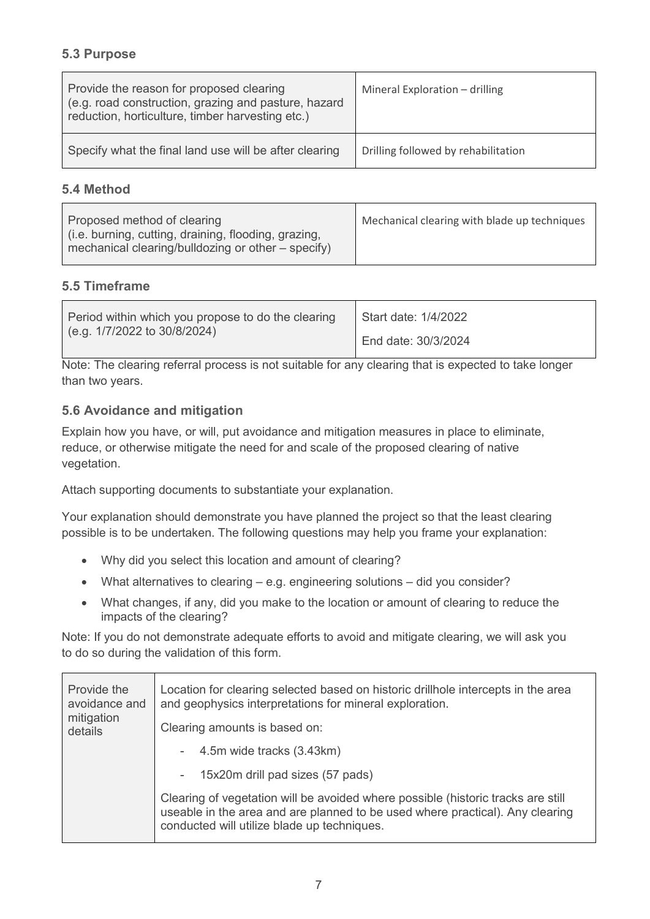### 5.3 Purpose

| | |
|---|---|
| Provide the reason for proposed clearing (e.g. road construction, grazing and pasture, hazard reduction, horticulture, timber harvesting etc.) | Mineral Exploration – drilling |
| Specify what the final land use will be after clearing | Drilling followed by rehabilitation |

### 5.4 Method

| | |
|---|---|
| Proposed method of clearing (i.e. burning, cutting, draining, flooding, grazing, mechanical clearing/bulldozing or other – specify) | Mechanical clearing with blade up techniques |

### 5.5 Timeframe

| | |
|---|---|
| Period within which you propose to do the clearing (e.g. 1/7/2022 to 30/8/2024) | Start date: 1/4/2022<br>End date: 30/3/2024 |

Note: The clearing referral process is not suitable for any clearing that is expected to take longer than two years.

### 5.6 Avoidance and mitigation

Explain how you have, or will, put avoidance and mitigation measures in place to eliminate, reduce, or otherwise mitigate the need for and scale of the proposed clearing of native vegetation.

Attach supporting documents to substantiate your explanation.

Your explanation should demonstrate you have planned the project so that the least clearing possible is to be undertaken. The following questions may help you frame your explanation:

- Why did you select this location and amount of clearing?
- What alternatives to clearing – e.g. engineering solutions – did you consider?
- What changes, if any, did you make to the location or amount of clearing to reduce the impacts of the clearing?

Note: If you do not demonstrate adequate efforts to avoid and mitigate clearing, we will ask you to do so during the validation of this form.

| | |
|---|---|
| Provide the avoidance and mitigation details | Location for clearing selected based on historic drillhole intercepts in the area and geophysics interpretations for mineral exploration.<br>Clearing amounts is based on:<br>- 4.5m wide tracks (3.43km)<br>- 15x20m drill pad sizes (57 pads)<br>Clearing of vegetation will be avoided where possible (historic tracks are still useable in the area and are planned to be used where practical). Any clearing conducted will utilize blade up techniques. |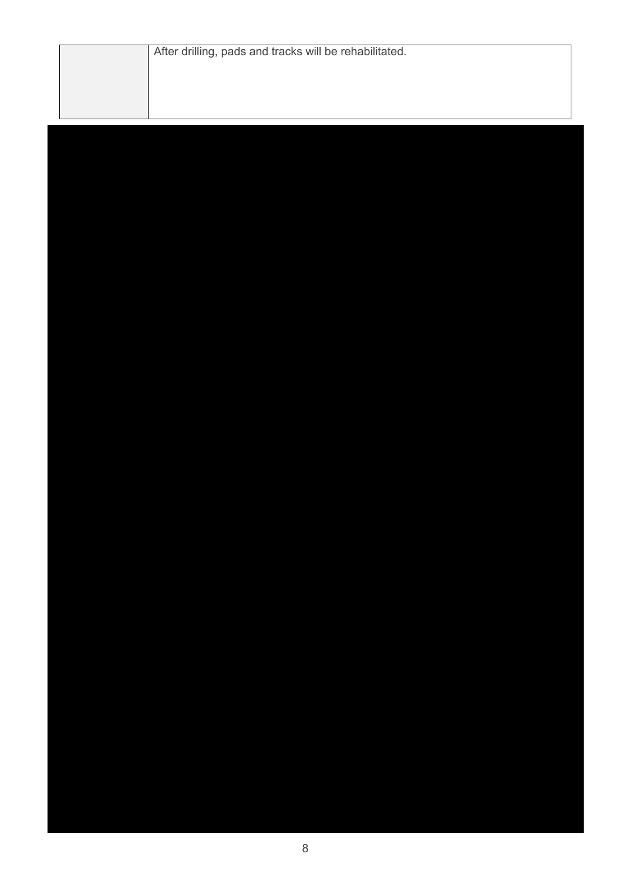| | |
|---|---|
| | After drilling, pads and tracks will be rehabilitated. |